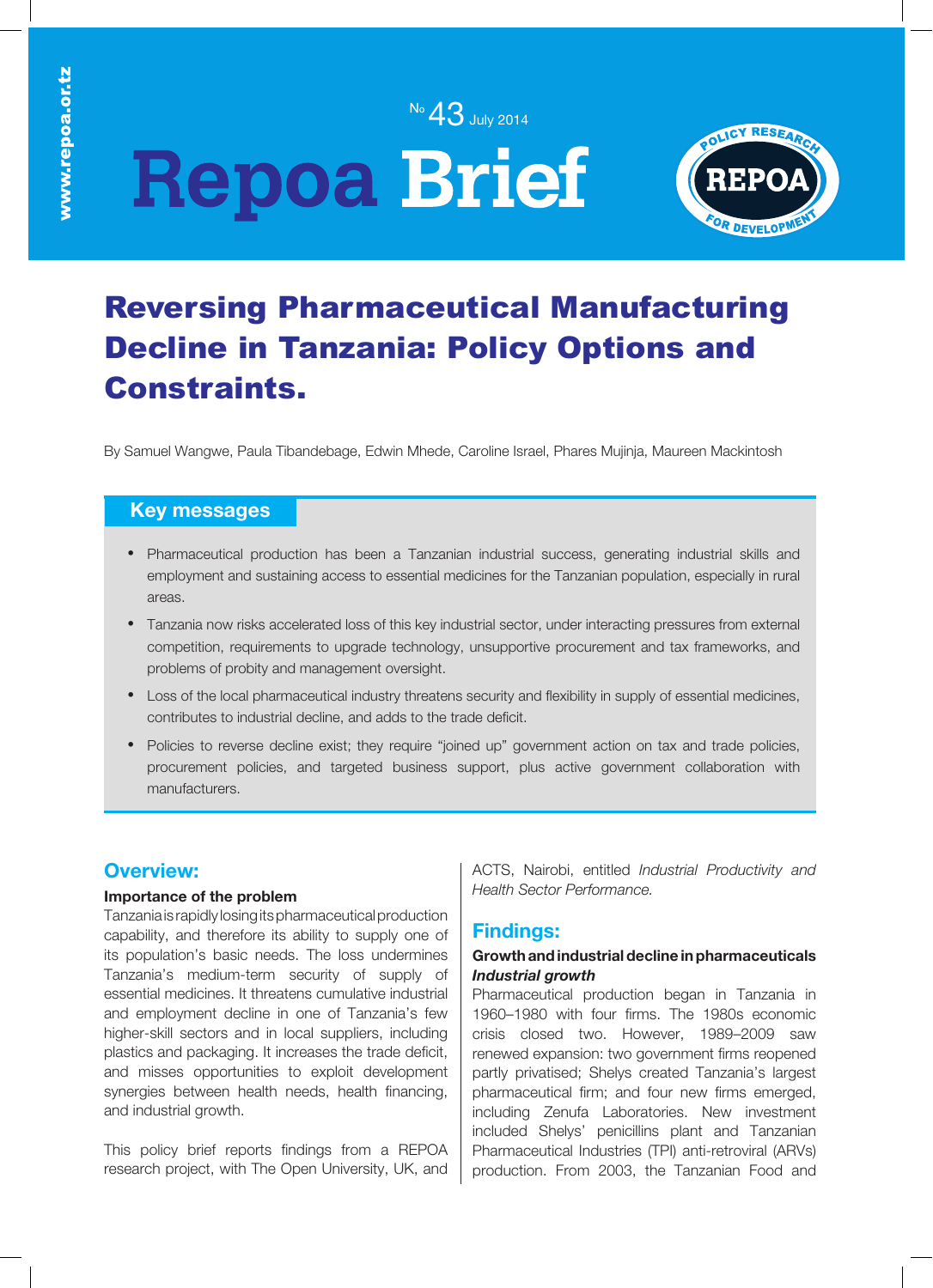# Repoa Brief

№ 43 July 2014

# Reversing Pharmaceutical Manufacturing Decline in Tanzania: Policy Options and Constraints.

By Samuel Wangwe, Paula Tibandebage, Edwin Mhede, Caroline Israel, Phares Mujinja, Maureen Mackintosh

## Key messages

- Pharmaceutical production has been a Tanzanian industrial success, generating industrial skills and employment and sustaining access to essential medicines for the Tanzanian population, especially in rural areas.
- Tanzania now risks accelerated loss of this key industrial sector, under interacting pressures from external competition, requirements to upgrade technology, unsupportive procurement and tax frameworks, and problems of probity and management oversight.
- Loss of the local pharmaceutical industry threatens security and flexibility in supply of essential medicines, contributes to industrial decline, and adds to the trade deficit.
- Policies to reverse decline exist; they require "joined up" government action on tax and trade policies, procurement policies, and targeted business support, plus active government collaboration with manufacturers.

## Overview:

### Importance of the problem

Tanzania is rapidly losing its pharmaceutical production capability, and therefore its ability to supply one of its population's basic needs. The loss undermines Tanzania's medium-term security of supply of essential medicines. It threatens cumulative industrial and employment decline in one of Tanzania's few higher-skill sectors and in local suppliers, including plastics and packaging. It increases the trade deficit, and misses opportunities to exploit development synergies between health needs, health financing, and industrial growth.

This policy brief reports findings from a REPOA research project, with The Open University, UK, and ACTS, Nairobi, entitled *Industrial Productivity and Health Sector Performance.*

## Findings:

### Growth and industrial decline in pharmaceuticals

#### *Industrial growth*

Pharmaceutical production began in Tanzania in 1960–1980 with four firms. The 1980s economic crisis closed two. However, 1989–2009 saw renewed expansion: two government firms reopened partly privatised; Shelys created Tanzania's largest pharmaceutical firm; and four new firms emerged, including Zenufa Laboratories. New investment included Shelys' penicillins plant and Tanzanian Pharmaceutical Industries (TPI) anti-retroviral (ARVs) production. From 2003, the Tanzanian Food and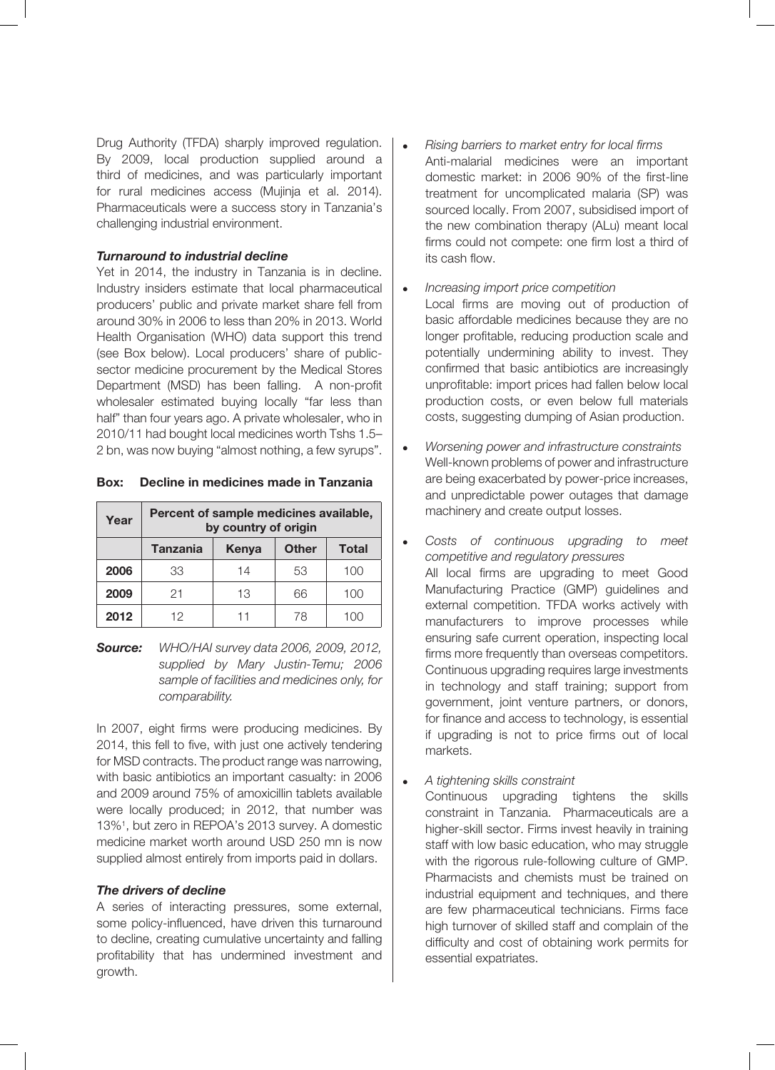Drug Authority (TFDA) sharply improved regulation. By 2009, local production supplied around a third of medicines, and was particularly important for rural medicines access (Mujinja et al. 2014). Pharmaceuticals were a success story in Tanzania's challenging industrial environment.

### *Turnaround to industrial decline*

Yet in 2014, the industry in Tanzania is in decline. Industry insiders estimate that local pharmaceutical producers' public and private market share fell from around 30% in 2006 to less than 20% in 2013. World Health Organisation (WHO) data support this trend (see Box below). Local producers' share of public-sector medicine procurement by the Medical Stores Department (MSD) has been falling. A non-profit wholesaler estimated buying locally "far less than half" than four years ago. A private wholesaler, who in 2010/11 had bought local medicines worth Tshs 1.5–2 bn, was now buying "almost nothing, a few syrups".

**Box: Decline in medicines made in Tanzania**

| Year | Percent of sample medicines available, by country of origin | | | |
|---|---|---|---|---|
| | Tanzania | Kenya | Other | Total |
| **2006** | 33 | 14 | 53 | 100 |
| **2009** | 21 | 13 | 66 | 100 |
| **2012** | 12 | 11 | 78 | 100 |

***Source:*** *WHO/HAI survey data 2006, 2009, 2012, supplied by Mary Justin-Temu; 2006 sample of facilities and medicines only, for comparability.*

In 2007, eight firms were producing medicines. By 2014, this fell to five, with just one actively tendering for MSD contracts. The product range was narrowing, with basic antibiotics an important casualty: in 2006 and 2009 around 75% of amoxicillin tablets available were locally produced; in 2012, that number was 13%[1], but zero in REPOA's 2013 survey. A domestic medicine market worth around USD 250 mn is now supplied almost entirely from imports paid in dollars.

### *The drivers of decline*

A series of interacting pressures, some external, some policy-influenced, have driven this turnaround to decline, creating cumulative uncertainty and falling profitability that has undermined investment and growth.

- *Rising barriers to market entry for local firms*
  Anti-malarial medicines were an important domestic market: in 2006 90% of the first-line treatment for uncomplicated malaria (SP) was sourced locally. From 2007, subsidised import of the new combination therapy (ALu) meant local firms could not compete: one firm lost a third of its cash flow.

- *Increasing import price competition*
  Local firms are moving out of production of basic affordable medicines because they are no longer profitable, reducing production scale and potentially undermining ability to invest. They confirmed that basic antibiotics are increasingly unprofitable: import prices had fallen below local production costs, or even below full materials costs, suggesting dumping of Asian production.

- *Worsening power and infrastructure constraints*
  Well-known problems of power and infrastructure are being exacerbated by power-price increases, and unpredictable power outages that damage machinery and create output losses.

- *Costs of continuous upgrading to meet competitive and regulatory pressures*
  All local firms are upgrading to meet Good Manufacturing Practice (GMP) guidelines and external competition. TFDA works actively with manufacturers to improve processes while ensuring safe current operation, inspecting local firms more frequently than overseas competitors. Continuous upgrading requires large investments in technology and staff training; support from government, joint venture partners, or donors, for finance and access to technology, is essential if upgrading is not to price firms out of local markets.

- *A tightening skills constraint*
  Continuous upgrading tightens the skills constraint in Tanzania. Pharmaceuticals are a higher-skill sector. Firms invest heavily in training staff with low basic education, who may struggle with the rigorous rule-following culture of GMP. Pharmacists and chemists must be trained on industrial equipment and techniques, and there are few pharmaceutical technicians. Firms face high turnover of skilled staff and complain of the difficulty and cost of obtaining work permits for essential expatriates.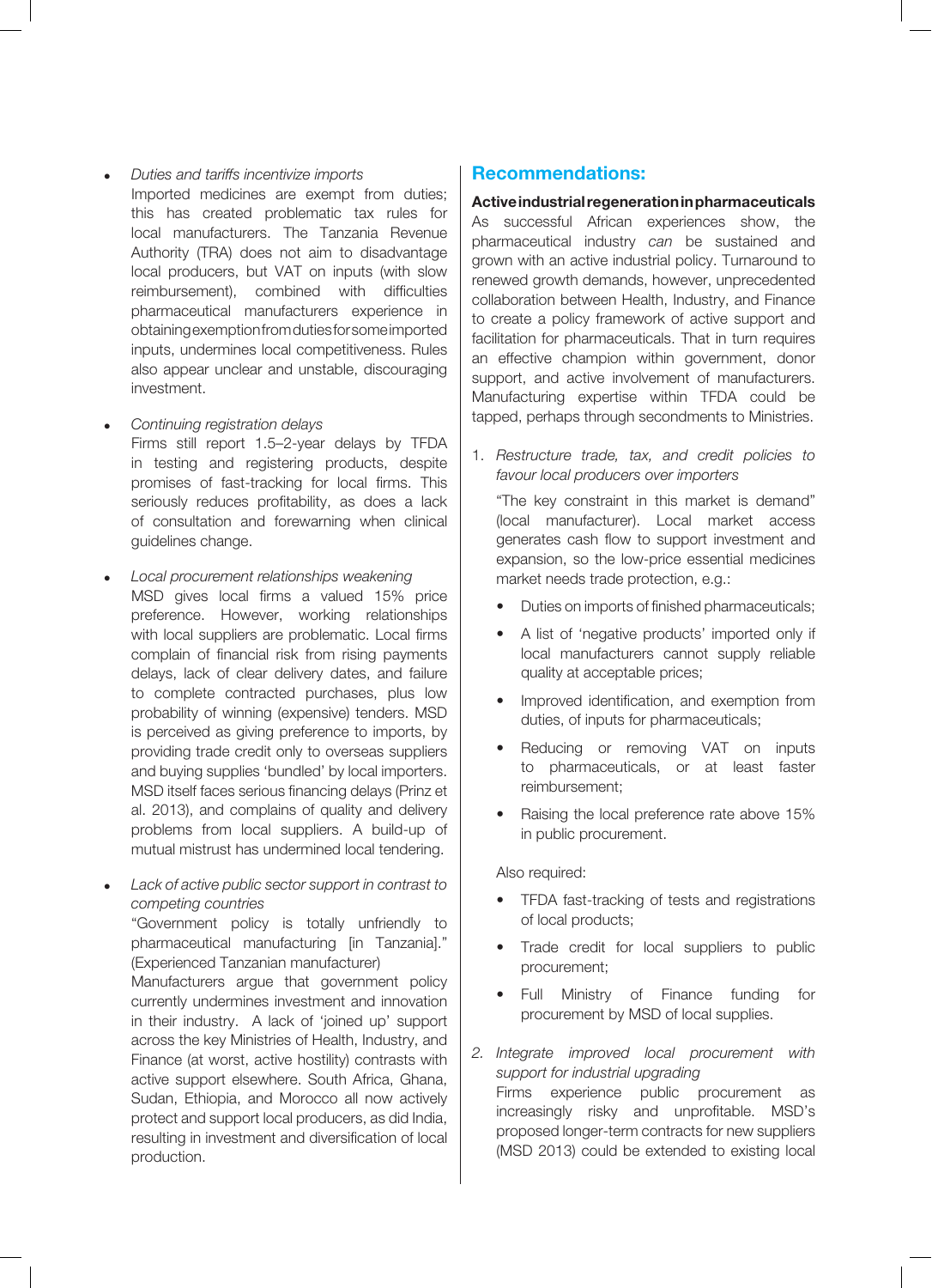- *Duties and tariffs incentivize imports*
  Imported medicines are exempt from duties; this has created problematic tax rules for local manufacturers. The Tanzania Revenue Authority (TRA) does not aim to disadvantage local producers, but VAT on inputs (with slow reimbursement), combined with difficulties pharmaceutical manufacturers experience in obtaining exemption from duties for some imported inputs, undermines local competitiveness. Rules also appear unclear and unstable, discouraging investment.

- *Continuing registration delays*
  Firms still report 1.5–2-year delays by TFDA in testing and registering products, despite promises of fast-tracking for local firms. This seriously reduces profitability, as does a lack of consultation and forewarning when clinical guidelines change.

- *Local procurement relationships weakening*
  MSD gives local firms a valued 15% price preference. However, working relationships with local suppliers are problematic. Local firms complain of financial risk from rising payments delays, lack of clear delivery dates, and failure to complete contracted purchases, plus low probability of winning (expensive) tenders. MSD is perceived as giving preference to imports, by providing trade credit only to overseas suppliers and buying supplies 'bundled' by local importers. MSD itself faces serious financing delays (Prinz et al. 2013), and complains of quality and delivery problems from local suppliers. A build-up of mutual mistrust has undermined local tendering.

- *Lack of active public sector support in contrast to competing countries*
  "Government policy is totally unfriendly to pharmaceutical manufacturing [in Tanzania]." (Experienced Tanzanian manufacturer)
  Manufacturers argue that government policy currently undermines investment and innovation in their industry. A lack of 'joined up' support across the key Ministries of Health, Industry, and Finance (at worst, active hostility) contrasts with active support elsewhere. South Africa, Ghana, Sudan, Ethiopia, and Morocco all now actively protect and support local producers, as did India, resulting in investment and diversification of local production.

## Recommendations:

**Active industrial regeneration in pharmaceuticals**
As successful African experiences show, the pharmaceutical industry *can* be sustained and grown with an active industrial policy. Turnaround to renewed growth demands, however, unprecedented collaboration between Health, Industry, and Finance to create a policy framework of active support and facilitation for pharmaceuticals. That in turn requires an effective champion within government, donor support, and active involvement of manufacturers. Manufacturing expertise within TFDA could be tapped, perhaps through secondments to Ministries.

1. *Restructure trade, tax, and credit policies to favour local producers over importers*

   "The key constraint in this market is demand" (local manufacturer). Local market access generates cash flow to support investment and expansion, so the low-price essential medicines market needs trade protection, e.g.:

   - Duties on imports of finished pharmaceuticals;
   - A list of 'negative products' imported only if local manufacturers cannot supply reliable quality at acceptable prices;
   - Improved identification, and exemption from duties, of inputs for pharmaceuticals;
   - Reducing or removing VAT on inputs to pharmaceuticals, or at least faster reimbursement;
   - Raising the local preference rate above 15% in public procurement.

   Also required:

   - TFDA fast-tracking of tests and registrations of local products;
   - Trade credit for local suppliers to public procurement;
   - Full Ministry of Finance funding for procurement by MSD of local supplies.

2. *Integrate improved local procurement with support for industrial upgrading*
   Firms experience public procurement as increasingly risky and unprofitable. MSD's proposed longer-term contracts for new suppliers (MSD 2013) could be extended to existing local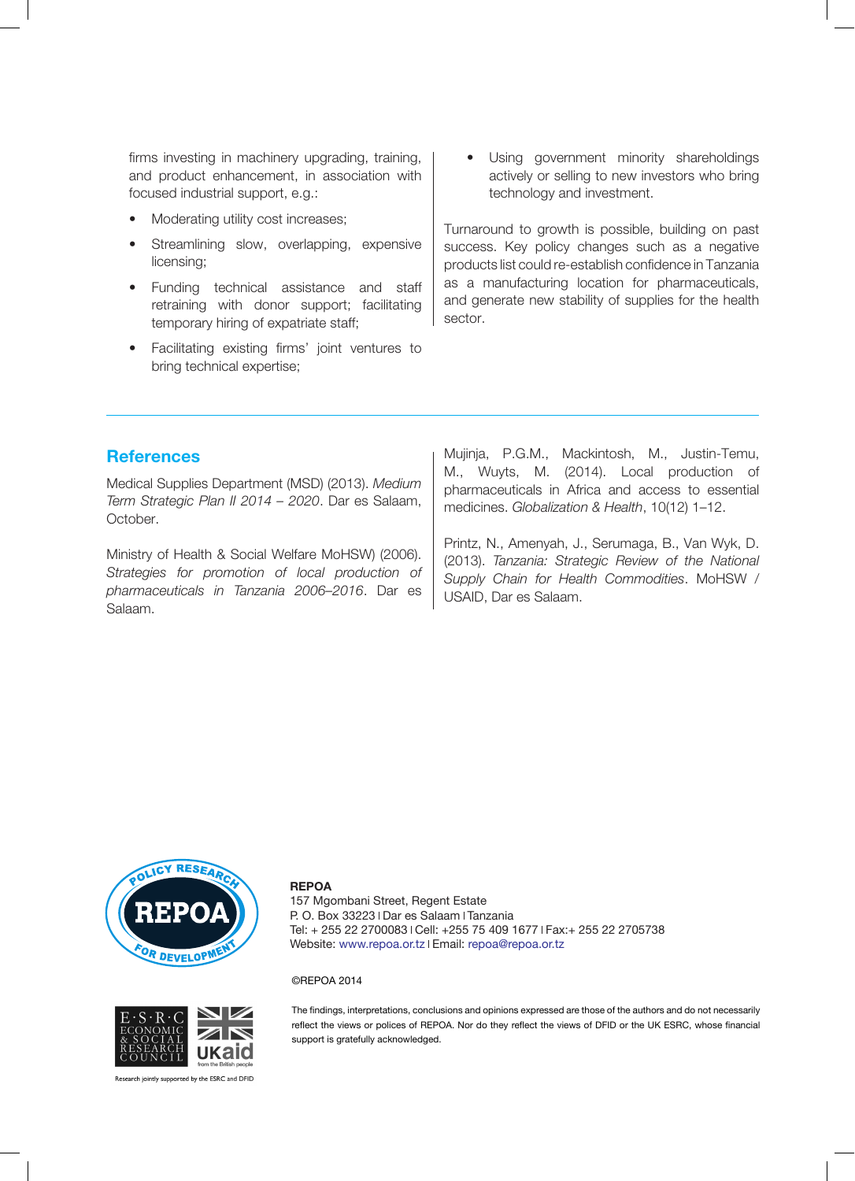firms investing in machinery upgrading, training, and product enhancement, in association with focused industrial support, e.g.:

- Moderating utility cost increases;
- Streamlining slow, overlapping, expensive licensing;
- Funding technical assistance and staff retraining with donor support; facilitating temporary hiring of expatriate staff;
- Facilitating existing firms' joint ventures to bring technical expertise;
- Using government minority shareholdings actively or selling to new investors who bring technology and investment.

Turnaround to growth is possible, building on past success. Key policy changes such as a negative products list could re-establish confidence in Tanzania as a manufacturing location for pharmaceuticals, and generate new stability of supplies for the health sector.

## References

Medical Supplies Department (MSD) (2013). *Medium Term Strategic Plan II 2014 – 2020*. Dar es Salaam, October.

Ministry of Health & Social Welfare MoHSW) (2006). *Strategies for promotion of local production of pharmaceuticals in Tanzania 2006–2016*. Dar es Salaam.

Mujinja, P.G.M., Mackintosh, M., Justin-Temu, M., Wuyts, M. (2014). Local production of pharmaceuticals in Africa and access to essential medicines. *Globalization & Health*, 10(12) 1–12.

Printz, N., Amenyah, J., Serumaga, B., Van Wyk, D. (2013). *Tanzania: Strategic Review of the National Supply Chain for Health Commodities*. MoHSW / USAID, Dar es Salaam.

**REPOA**
157 Mgombani Street, Regent Estate
P. O. Box 33223 | Dar es Salaam | Tanzania
Tel: + 255 22 2700083 | Cell: +255 75 409 1677 | Fax:+ 255 22 2705738
Website: www.repoa.or.tz | Email: repoa@repoa.or.tz

©REPOA 2014

The findings, interpretations, conclusions and opinions expressed are those of the authors and do not necessarily reflect the views or polices of REPOA. Nor do they reflect the views of DFID or the UK ESRC, whose financial support is gratefully acknowledged.

Research jointly supported by the ESRC and DFID